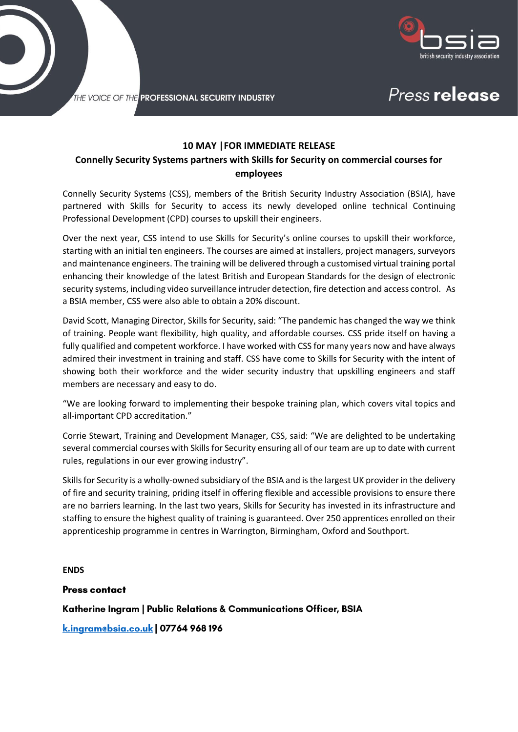THE VOICE OF THE **PROFESSIONAL SECURITY INDUSTRY**

bsia
british security industry association

*Press* **release**

**10 MAY |FOR IMMEDIATE RELEASE**

## Connelly Security Systems partners with Skills for Security on commercial courses for employees

Connelly Security Systems (CSS), members of the British Security Industry Association (BSIA), have partnered with Skills for Security to access its newly developed online technical Continuing Professional Development (CPD) courses to upskill their engineers.

Over the next year, CSS intend to use Skills for Security's online courses to upskill their workforce, starting with an initial ten engineers. The courses are aimed at installers, project managers, surveyors and maintenance engineers. The training will be delivered through a customised virtual training portal enhancing their knowledge of the latest British and European Standards for the design of electronic security systems, including video surveillance intruder detection, fire detection and access control. As a BSIA member, CSS were also able to obtain a 20% discount.

David Scott, Managing Director, Skills for Security, said: "The pandemic has changed the way we think of training. People want flexibility, high quality, and affordable courses. CSS pride itself on having a fully qualified and competent workforce. I have worked with CSS for many years now and have always admired their investment in training and staff. CSS have come to Skills for Security with the intent of showing both their workforce and the wider security industry that upskilling engineers and staff members are necessary and easy to do.

"We are looking forward to implementing their bespoke training plan, which covers vital topics and all-important CPD accreditation."

Corrie Stewart, Training and Development Manager, CSS, said: "We are delighted to be undertaking several commercial courses with Skills for Security ensuring all of our team are up to date with current rules, regulations in our ever growing industry".

Skills for Security is a wholly-owned subsidiary of the BSIA and is the largest UK provider in the delivery of fire and security training, priding itself in offering flexible and accessible provisions to ensure there are no barriers learning. In the last two years, Skills for Security has invested in its infrastructure and staffing to ensure the highest quality of training is guaranteed. Over 250 apprentices enrolled on their apprenticeship programme in centres in Warrington, Birmingham, Oxford and Southport.

**ENDS**

**Press contact**

**Katherine Ingram | Public Relations & Communications Officer, BSIA**

**k.ingram@bsia.co.uk | 07764 968 196**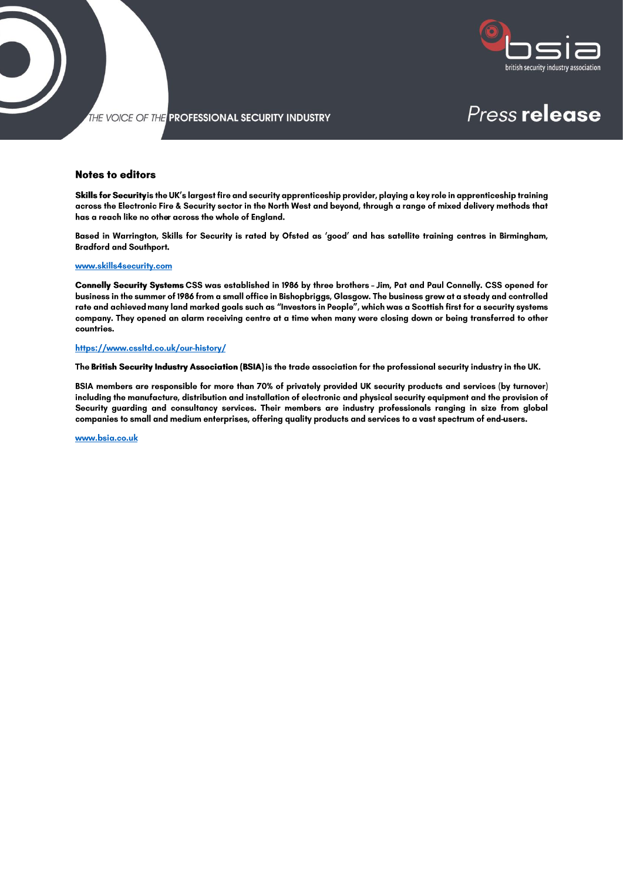## Notes to editors

**Skills for Security** is the UK's largest fire and security apprenticeship provider, playing a key role in apprenticeship training across the Electronic Fire & Security sector in the North West and beyond, through a range of mixed delivery methods that has a reach like no other across the whole of England.

Based in Warrington, Skills for Security is rated by Ofsted as 'good' and has satellite training centres in Birmingham, Bradford and Southport.

[www.skills4security.com](http://www.skills4security.com)

**Connelly Security Systems** CSS was established in 1986 by three brothers – Jim, Pat and Paul Connelly. CSS opened for business in the summer of 1986 from a small office in Bishopbriggs, Glasgow. The business grew at a steady and controlled rate and achieved many land marked goals such as "Investors in People", which was a Scottish first for a security systems company. They opened an alarm receiving centre at a time when many were closing down or being transferred to other countries.

[https://www.cssltd.co.uk/our-history/](https://www.cssltd.co.uk/our-history/)

The **British Security Industry Association (BSIA)** is the trade association for the professional security industry in the UK.

BSIA members are responsible for more than 70% of privately provided UK security products and services (by turnover) including the manufacture, distribution and installation of electronic and physical security equipment and the provision of Security guarding and consultancy services. Their members are industry professionals ranging in size from global companies to small and medium enterprises, offering quality products and services to a vast spectrum of end-users.

[www.bsia.co.uk](http://www.bsia.co.uk)